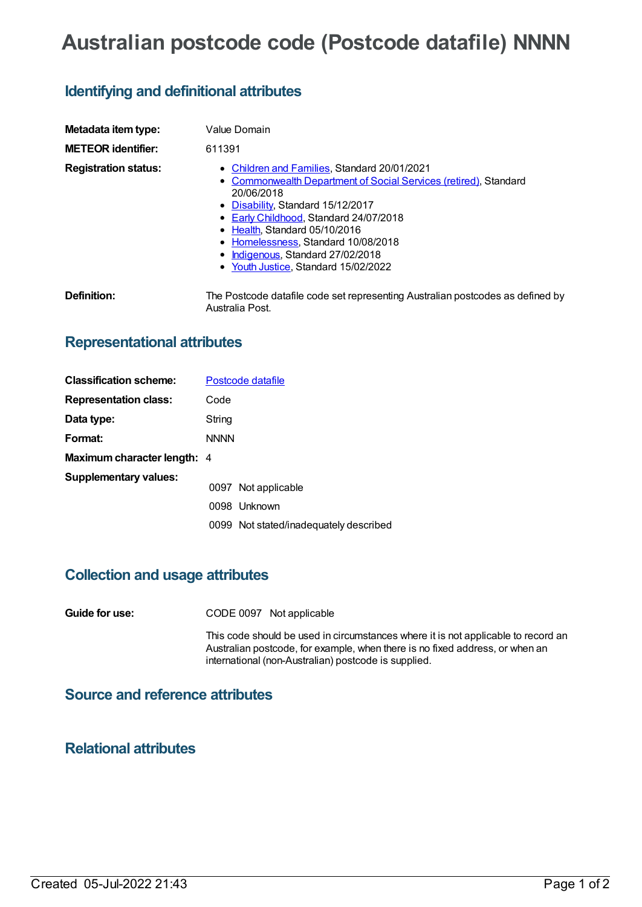# Australian postcode code (Postcode datafile) NNNN

## Identifying and definitional attributes

**Metadata item type:** Value Domain

**METEOR identifier:** 611391

**Registration status:**

- Children and Families, Standard 20/01/2021
- Commonwealth Department of Social Services (retired), Standard 20/06/2018
- Disability, Standard 15/12/2017
- Early Childhood, Standard 24/07/2018
- Health, Standard 05/10/2016
- Homelessness, Standard 10/08/2018
- Indigenous, Standard 27/02/2018
- Youth Justice, Standard 15/02/2022

**Definition:** The Postcode datafile code set representing Australian postcodes as defined by Australia Post.

## Representational attributes

**Classification scheme:** Postcode datafile

**Representation class:** Code

**Data type:** String

**Format:** NNNN

**Maximum character length:** 4

**Supplementary values:**

| Value | Meaning |
|---|---|
| 0097 | Not applicable |
| 0098 | Unknown |
| 0099 | Not stated/inadequately described |

## Collection and usage attributes

**Guide for use:** CODE 0097 Not applicable

This code should be used in circumstances where it is not applicable to record an Australian postcode, for example, when there is no fixed address, or when an international (non-Australian) postcode is supplied.

## Source and reference attributes

## Relational attributes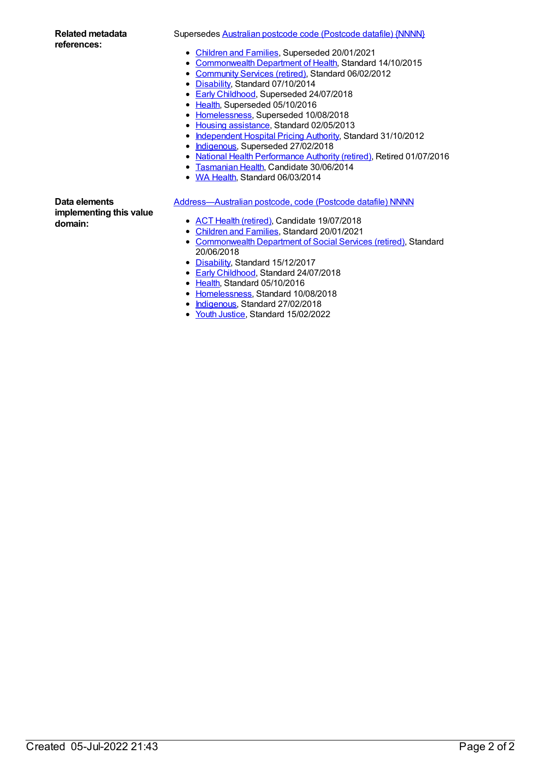**Related metadata references:**

Supersedes Australian postcode code (Postcode datafile) {NNNN}

- Children and Families, Superseded 20/01/2021
- Commonwealth Department of Health, Standard 14/10/2015
- Community Services (retired), Standard 06/02/2012
- Disability, Standard 07/10/2014
- Early Childhood, Superseded 24/07/2018
- Health, Superseded 05/10/2016
- Homelessness, Superseded 10/08/2018
- Housing assistance, Standard 02/05/2013
- Independent Hospital Pricing Authority, Standard 31/10/2012
- Indigenous, Superseded 27/02/2018
- National Health Performance Authority (retired), Retired 01/07/2016
- Tasmanian Health, Candidate 30/06/2014
- WA Health, Standard 06/03/2014

**Data elements implementing this value domain:**

Address—Australian postcode, code (Postcode datafile) NNNN

- ACT Health (retired), Candidate 19/07/2018
- Children and Families, Standard 20/01/2021
- Commonwealth Department of Social Services (retired), Standard 20/06/2018
- Disability, Standard 15/12/2017
- Early Childhood, Standard 24/07/2018
- Health, Standard 05/10/2016
- Homelessness, Standard 10/08/2018
- Indigenous, Standard 27/02/2018
- Youth Justice, Standard 15/02/2022